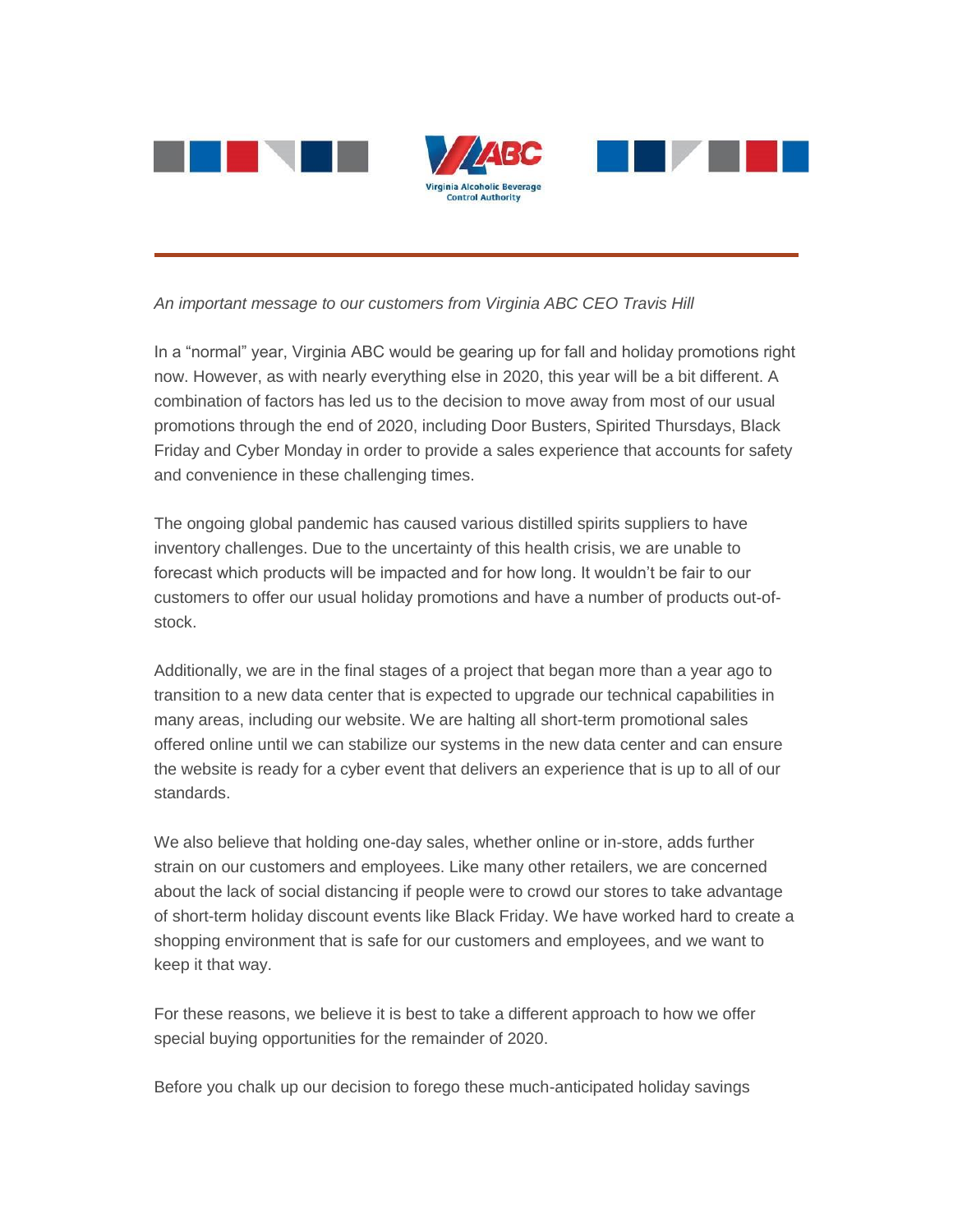Virginia Alcoholic Beverage Control Authority

*An important message to our customers from Virginia ABC CEO Travis Hill*

In a "normal" year, Virginia ABC would be gearing up for fall and holiday promotions right now. However, as with nearly everything else in 2020, this year will be a bit different. A combination of factors has led us to the decision to move away from most of our usual promotions through the end of 2020, including Door Busters, Spirited Thursdays, Black Friday and Cyber Monday in order to provide a sales experience that accounts for safety and convenience in these challenging times.

The ongoing global pandemic has caused various distilled spirits suppliers to have inventory challenges. Due to the uncertainty of this health crisis, we are unable to forecast which products will be impacted and for how long. It wouldn't be fair to our customers to offer our usual holiday promotions and have a number of products out-of-stock.

Additionally, we are in the final stages of a project that began more than a year ago to transition to a new data center that is expected to upgrade our technical capabilities in many areas, including our website. We are halting all short-term promotional sales offered online until we can stabilize our systems in the new data center and can ensure the website is ready for a cyber event that delivers an experience that is up to all of our standards.

We also believe that holding one-day sales, whether online or in-store, adds further strain on our customers and employees. Like many other retailers, we are concerned about the lack of social distancing if people were to crowd our stores to take advantage of short-term holiday discount events like Black Friday. We have worked hard to create a shopping environment that is safe for our customers and employees, and we want to keep it that way.

For these reasons, we believe it is best to take a different approach to how we offer special buying opportunities for the remainder of 2020.

Before you chalk up our decision to forego these much-anticipated holiday savings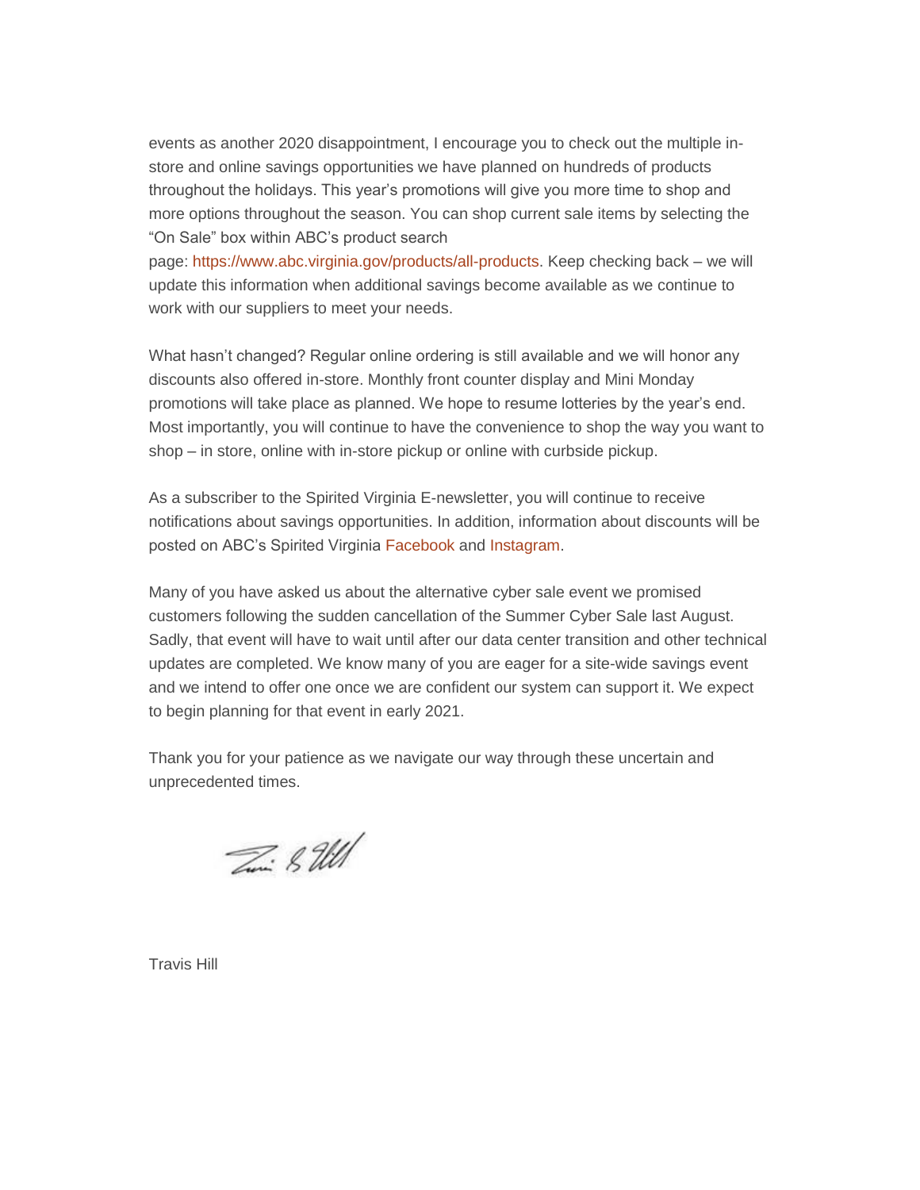events as another 2020 disappointment, I encourage you to check out the multiple in-store and online savings opportunities we have planned on hundreds of products throughout the holidays. This year's promotions will give you more time to shop and more options throughout the season. You can shop current sale items by selecting the "On Sale" box within ABC's product search page: https://www.abc.virginia.gov/products/all-products. Keep checking back – we will update this information when additional savings become available as we continue to work with our suppliers to meet your needs.

What hasn't changed? Regular online ordering is still available and we will honor any discounts also offered in-store. Monthly front counter display and Mini Monday promotions will take place as planned. We hope to resume lotteries by the year's end. Most importantly, you will continue to have the convenience to shop the way you want to shop – in store, online with in-store pickup or online with curbside pickup.

As a subscriber to the Spirited Virginia E-newsletter, you will continue to receive notifications about savings opportunities. In addition, information about discounts will be posted on ABC's Spirited Virginia Facebook and Instagram.

Many of you have asked us about the alternative cyber sale event we promised customers following the sudden cancellation of the Summer Cyber Sale last August. Sadly, that event will have to wait until after our data center transition and other technical updates are completed. We know many of you are eager for a site-wide savings event and we intend to offer one once we are confident our system can support it. We expect to begin planning for that event in early 2021.

Thank you for your patience as we navigate our way through these uncertain and unprecedented times.

Travis Hill